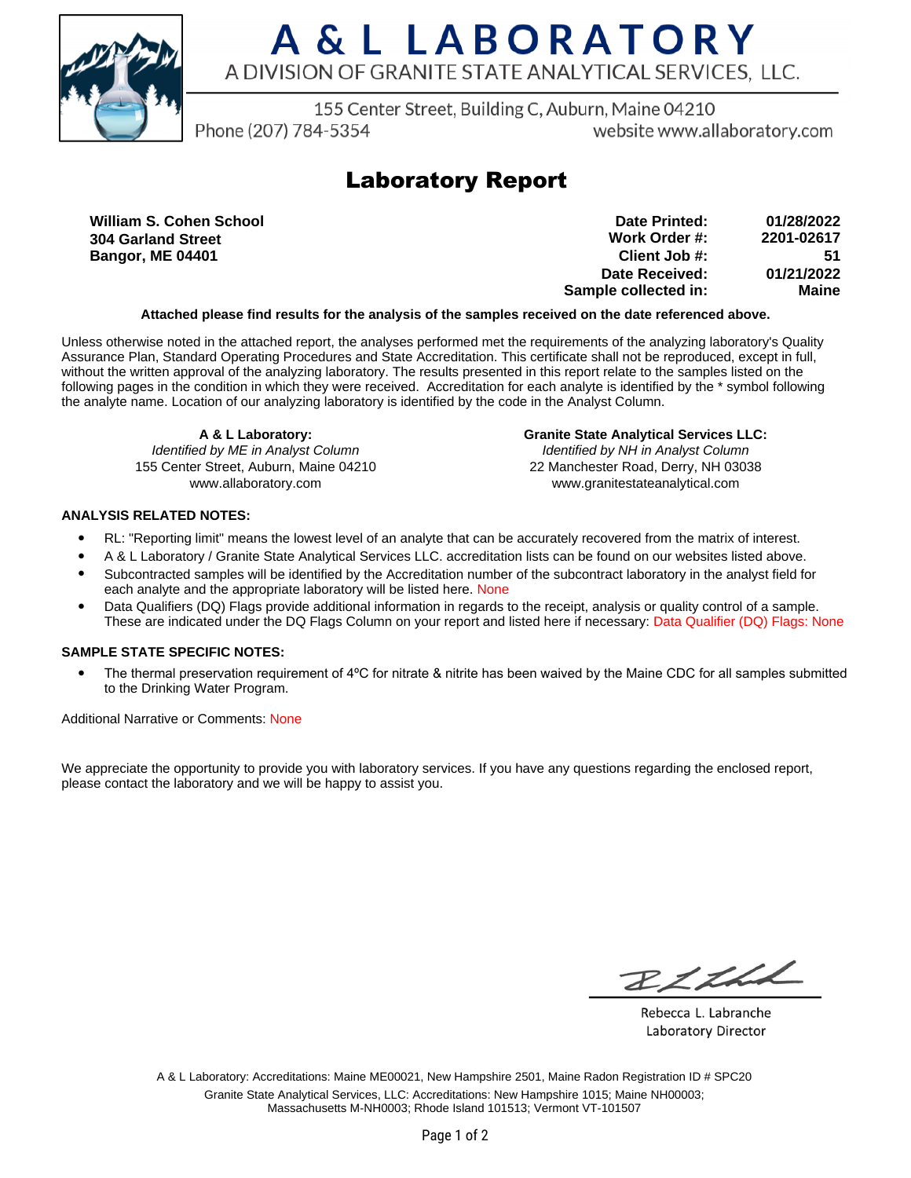# A & L LABORATORY

A DIVISION OF GRANITE STATE ANALYTICAL SERVICES, LLC.

155 Center Street, Building C, Auburn, Maine 04210

Phone (207) 784-5354 website www.allaboratory.com

## Laboratory Report

**William S. Cohen School**
**304 Garland Street**
**Bangor, ME 04401**

| | |
|---|---|
| **Date Printed:** | **01/28/2022** |
| **Work Order #:** | **2201-02617** |
| **Client Job #:** | **51** |
| **Date Received:** | **01/21/2022** |
| **Sample collected in:** | **Maine** |

**Attached please find results for the analysis of the samples received on the date referenced above.**

Unless otherwise noted in the attached report, the analyses performed met the requirements of the analyzing laboratory's Quality Assurance Plan, Standard Operating Procedures and State Accreditation. This certificate shall not be reproduced, except in full, without the written approval of the analyzing laboratory. The results presented in this report relate to the samples listed on the following pages in the condition in which they were received. Accreditation for each analyte is identified by the * symbol following the analyte name. Location of our analyzing laboratory is identified by the code in the Analyst Column.

**A & L Laboratory:**
*Identified by ME in Analyst Column*
155 Center Street, Auburn, Maine 04210
www.allaboratory.com

**Granite State Analytical Services LLC:**
*Identified by NH in Analyst Column*
22 Manchester Road, Derry, NH 03038
www.granitestateanalytical.com

**ANALYSIS RELATED NOTES:**

- RL: "Reporting limit" means the lowest level of an analyte that can be accurately recovered from the matrix of interest.
- A & L Laboratory / Granite State Analytical Services LLC. accreditation lists can be found on our websites listed above.
- Subcontracted samples will be identified by the Accreditation number of the subcontract laboratory in the analyst field for each analyte and the appropriate laboratory will be listed here. None
- Data Qualifiers (DQ) Flags provide additional information in regards to the receipt, analysis or quality control of a sample. These are indicated under the DQ Flags Column on your report and listed here if necessary: Data Qualifier (DQ) Flags: None

**SAMPLE STATE SPECIFIC NOTES:**

- The thermal preservation requirement of 4ºC for nitrate & nitrite has been waived by the Maine CDC for all samples submitted to the Drinking Water Program.

Additional Narrative or Comments: None

We appreciate the opportunity to provide you with laboratory services. If you have any questions regarding the enclosed report, please contact the laboratory and we will be happy to assist you.

Rebecca L. Labranche
Laboratory Director

A & L Laboratory: Accreditations: Maine ME00021, New Hampshire 2501, Maine Radon Registration ID # SPC20
Granite State Analytical Services, LLC: Accreditations: New Hampshire 1015; Maine NH00003; Massachusetts M-NH0003; Rhode Island 101513; Vermont VT-101507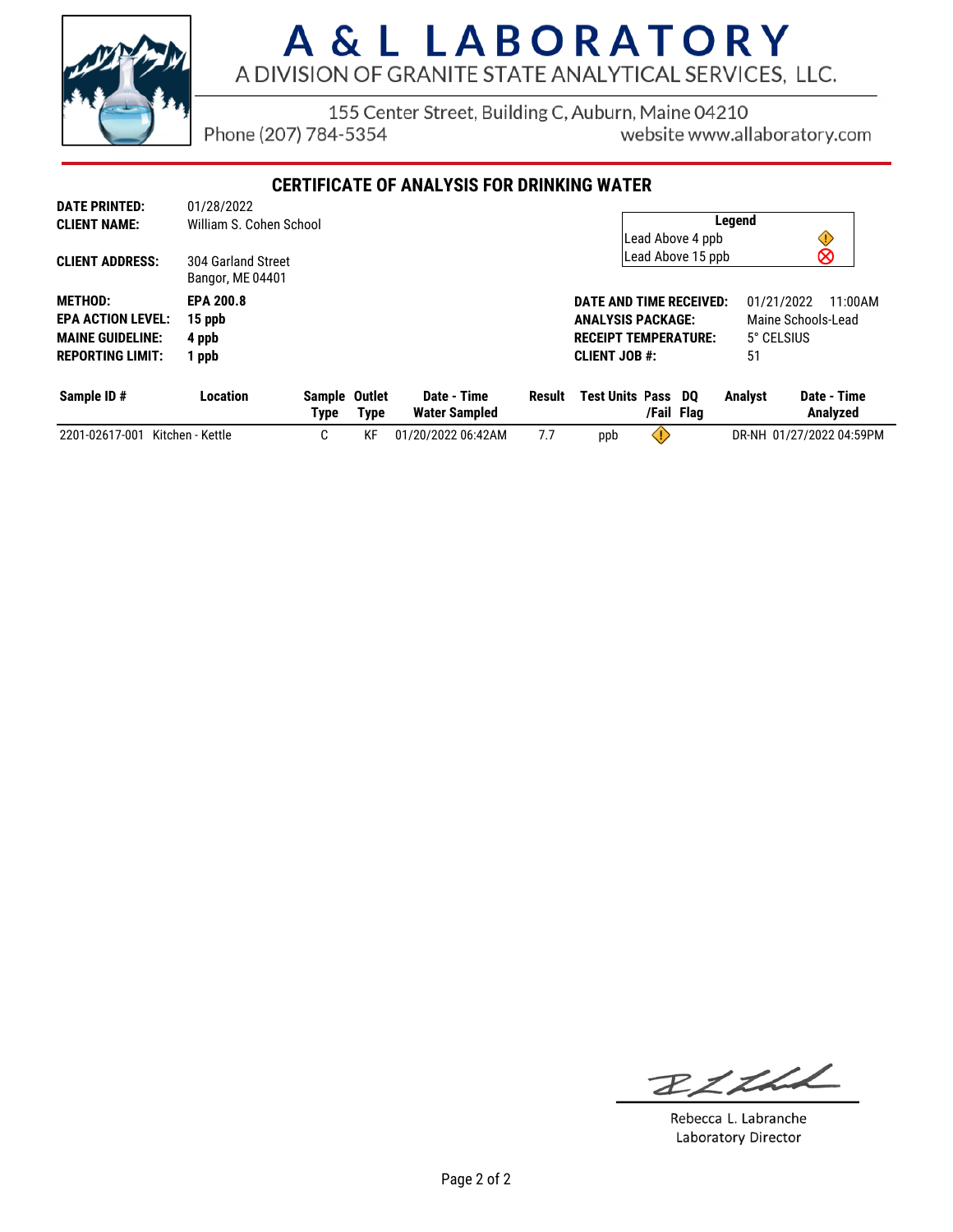# A & L LABORATORY

A DIVISION OF GRANITE STATE ANALYTICAL SERVICES, LLC.

155 Center Street, Building C, Auburn, Maine 04210

Phone (207) 784-5354 website www.allaboratory.com

## CERTIFICATE OF ANALYSIS FOR DRINKING WATER

**DATE PRINTED:** 01/28/2022

**CLIENT NAME:** William S. Cohen School

**CLIENT ADDRESS:** 304 Garland Street, Bangor, ME 04401

| Legend | |
|---|---|
| Lead Above 4 ppb | ⚠ |
| Lead Above 15 ppb | ⊗ |

**METHOD:** EPA 200.8

**EPA ACTION LEVEL:** 15 ppb

**MAINE GUIDELINE:** 4 ppb

**REPORTING LIMIT:** 1 ppb

**DATE AND TIME RECEIVED:** 01/21/2022 11:00AM

**ANALYSIS PACKAGE:** Maine Schools-Lead

**RECEIPT TEMPERATURE:** 5° CELSIUS

**CLIENT JOB #:** 51

| Sample ID # | Location | Sample Type | Outlet Type | Date - Time Water Sampled | Result | Test Units | Pass /Fail | DQ Flag | Analyst | Date - Time Analyzed |
|---|---|---|---|---|---|---|---|---|---|---|
| 2201-02617-001 | Kitchen - Kettle | C | KF | 01/20/2022 06:42AM | 7.7 | ppb | ⚠ | | DR-NH | 01/27/2022 04:59PM |

Rebecca L. Labranche
Laboratory Director